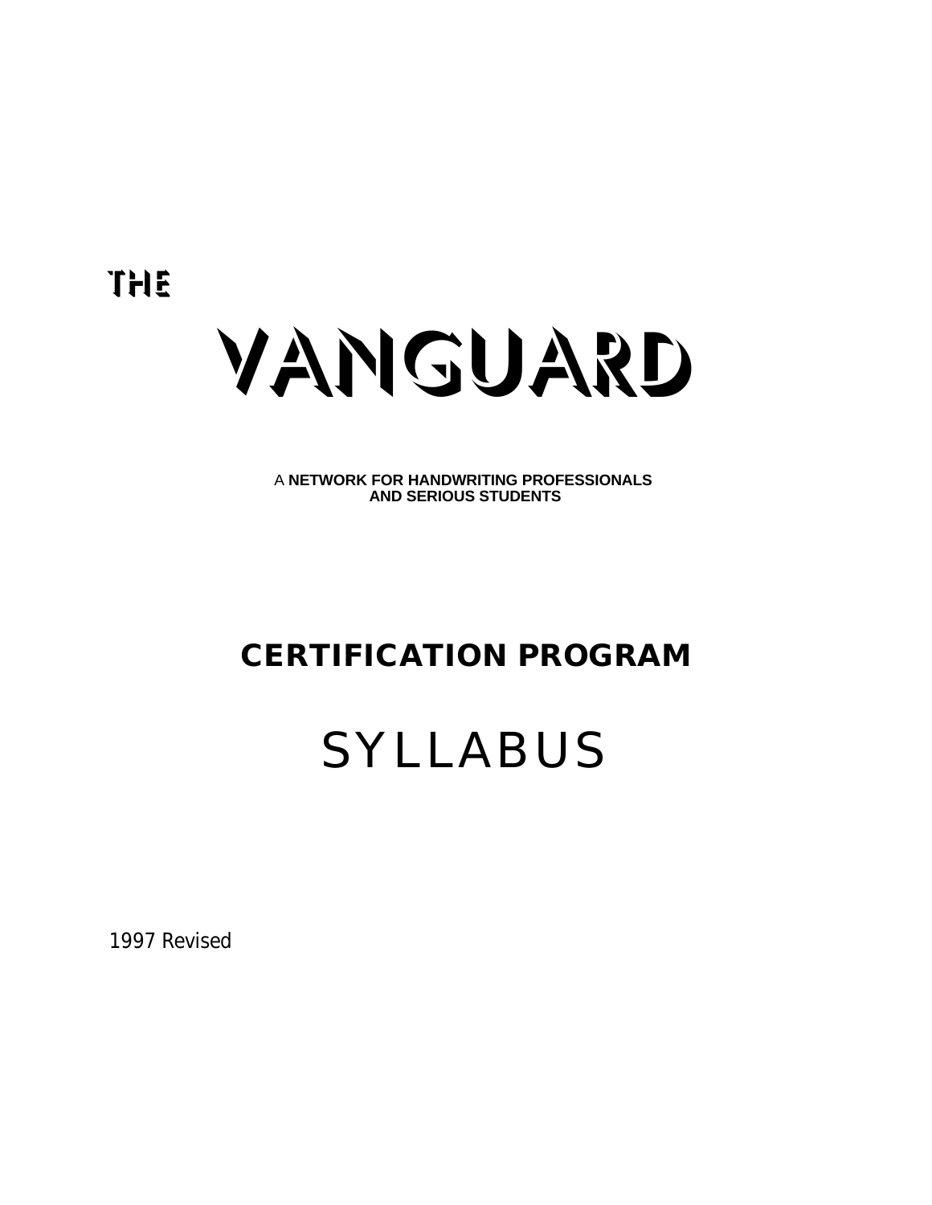THE

# VANGUARD

A **NETWORK FOR HANDWRITING PROFESSIONALS AND SERIOUS STUDENTS**

## CERTIFICATION PROGRAM

# SYLLABUS

1997 Revised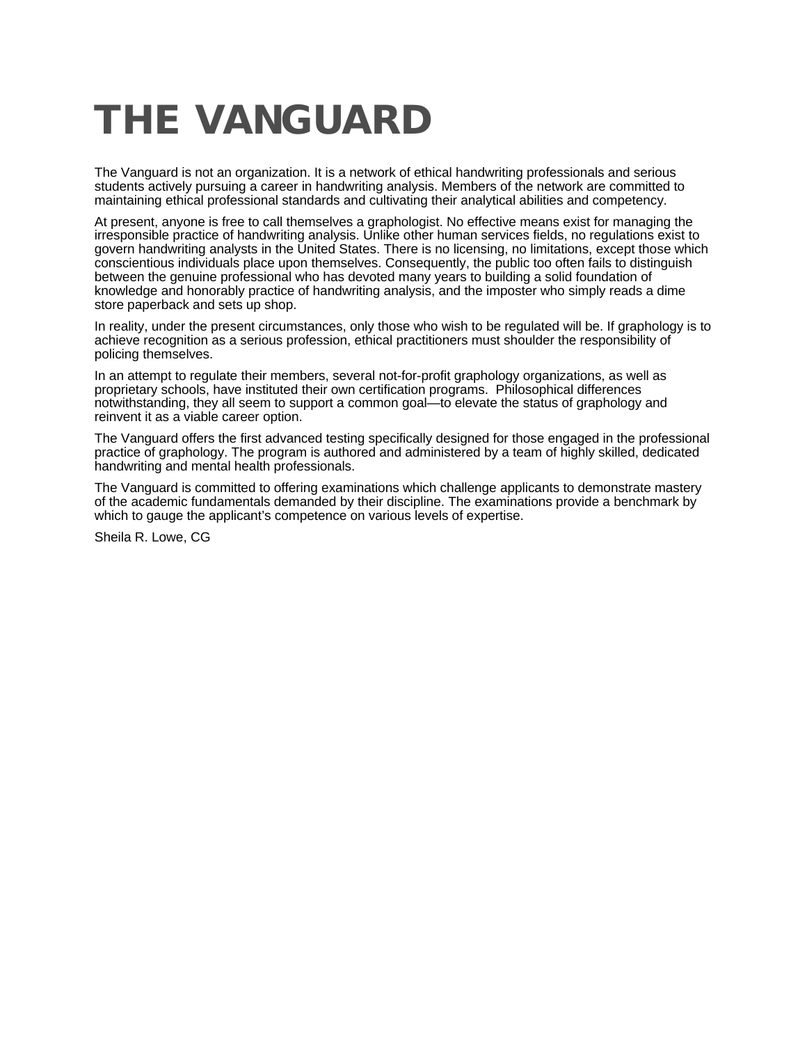# THE VANGUARD

The Vanguard is not an organization. It is a network of ethical handwriting professionals and serious students actively pursuing a career in handwriting analysis. Members of the network are committed to maintaining ethical professional standards and cultivating their analytical abilities and competency.

At present, anyone is free to call themselves a graphologist. No effective means exist for managing the irresponsible practice of handwriting analysis. Unlike other human services fields, no regulations exist to govern handwriting analysts in the United States. There is no licensing, no limitations, except those which conscientious individuals place upon themselves. Consequently, the public too often fails to distinguish between the genuine professional who has devoted many years to building a solid foundation of knowledge and honorably practice of handwriting analysis, and the imposter who simply reads a dime store paperback and sets up shop.

In reality, under the present circumstances, only those who wish to be regulated will be. If graphology is to achieve recognition as a serious profession, ethical practitioners must shoulder the responsibility of policing themselves.

In an attempt to regulate their members, several not-for-profit graphology organizations, as well as proprietary schools, have instituted their own certification programs. Philosophical differences notwithstanding, they all seem to support a common goal—to elevate the status of graphology and reinvent it as a viable career option.

The Vanguard offers the first advanced testing specifically designed for those engaged in the professional practice of graphology. The program is authored and administered by a team of highly skilled, dedicated handwriting and mental health professionals.

The Vanguard is committed to offering examinations which challenge applicants to demonstrate mastery of the academic fundamentals demanded by their discipline. The examinations provide a benchmark by which to gauge the applicant's competence on various levels of expertise.

Sheila R. Lowe, CG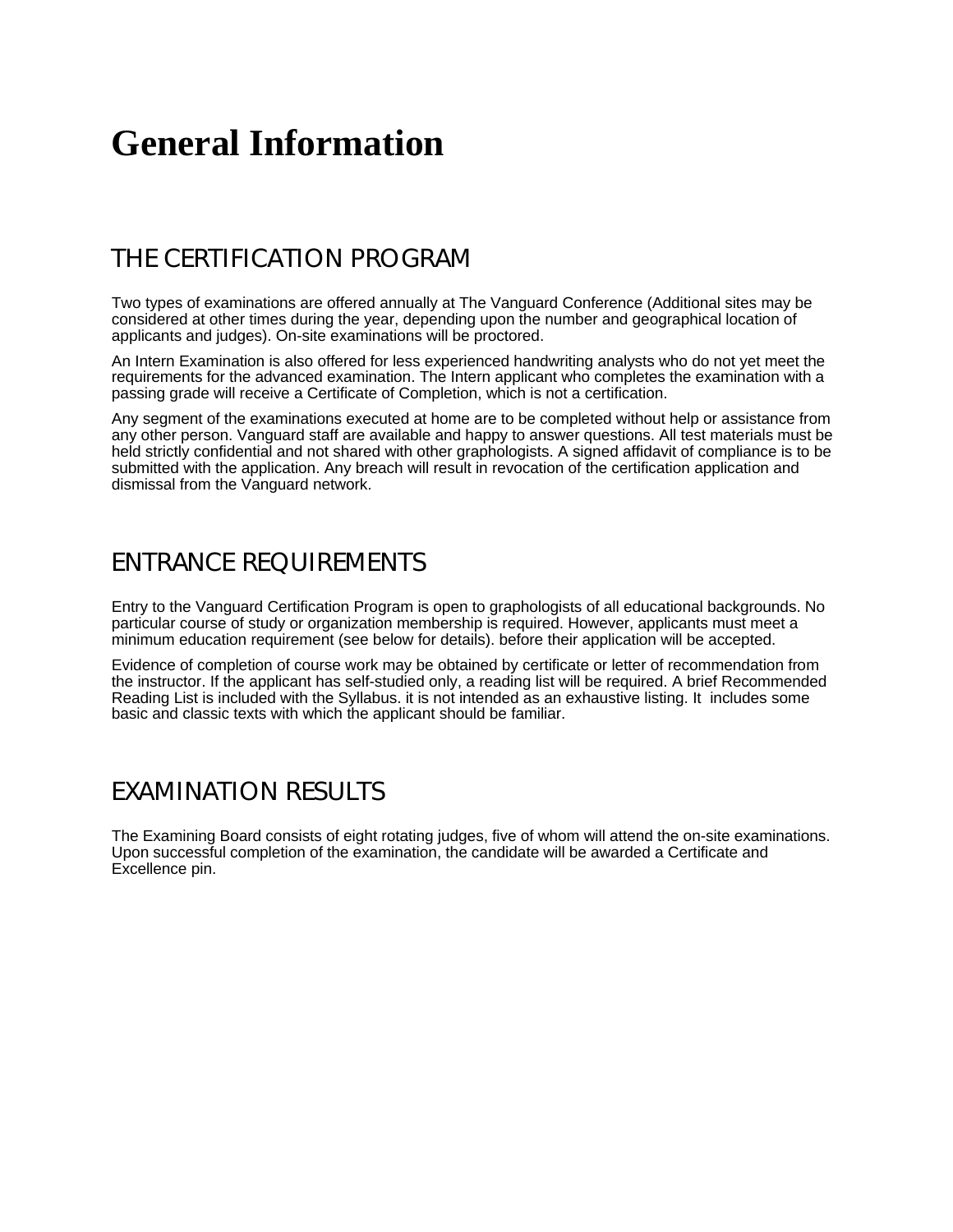# General Information

## THE CERTIFICATION PROGRAM

Two types of examinations are offered annually at The Vanguard Conference (Additional sites may be considered at other times during the year, depending upon the number and geographical location of applicants and judges). On-site examinations will be proctored.

An Intern Examination is also offered for less experienced handwriting analysts who do not yet meet the requirements for the advanced examination. The Intern applicant who completes the examination with a passing grade will receive a Certificate of Completion, which is not a certification.

Any segment of the examinations executed at home are to be completed without help or assistance from any other person. Vanguard staff are available and happy to answer questions. All test materials must be held strictly confidential and not shared with other graphologists. A signed affidavit of compliance is to be submitted with the application. Any breach will result in revocation of the certification application and dismissal from the Vanguard network.

## ENTRANCE REQUIREMENTS

Entry to the Vanguard Certification Program is open to graphologists of all educational backgrounds. No particular course of study or organization membership is required. However, applicants must meet a minimum education requirement (see below for details). before their application will be accepted.

Evidence of completion of course work may be obtained by certificate or letter of recommendation from the instructor. If the applicant has self-studied only, a reading list will be required. A brief Recommended Reading List is included with the Syllabus. it is not intended as an exhaustive listing. It includes some basic and classic texts with which the applicant should be familiar.

## EXAMINATION RESULTS

The Examining Board consists of eight rotating judges, five of whom will attend the on-site examinations. Upon successful completion of the examination, the candidate will be awarded a Certificate and Excellence pin.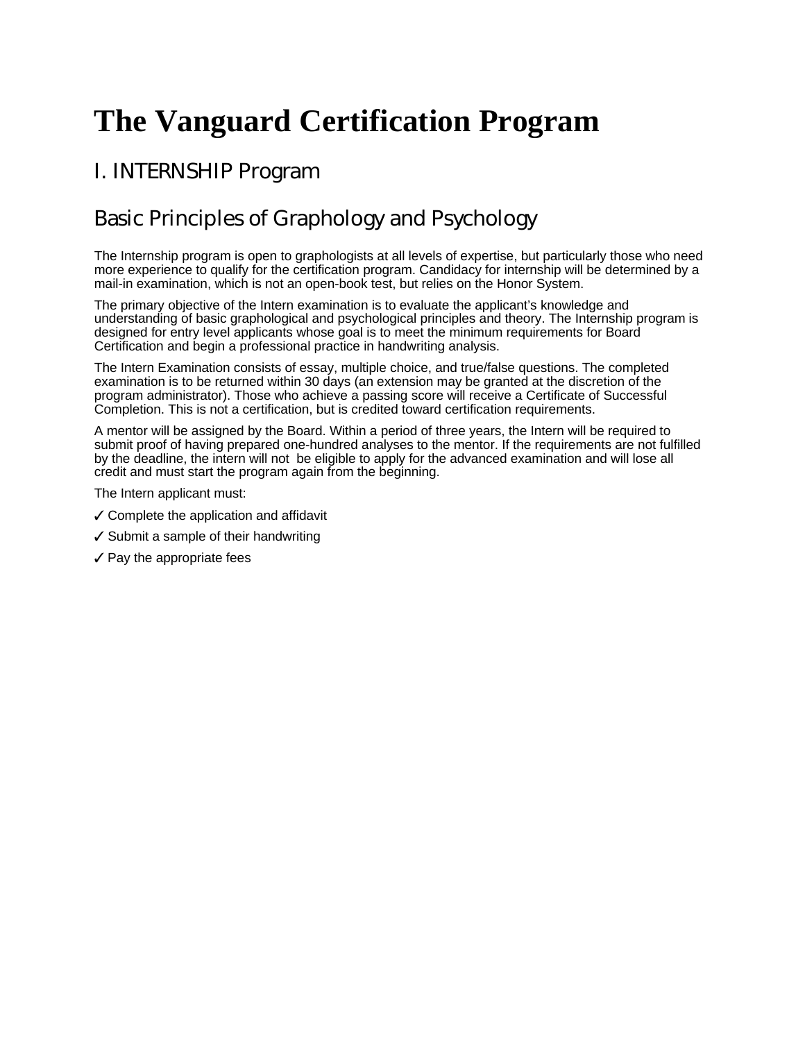# The Vanguard Certification Program

## I. INTERNSHIP Program

## Basic Principles of Graphology and Psychology

The Internship program is open to graphologists at all levels of expertise, but particularly those who need more experience to qualify for the certification program. Candidacy for internship will be determined by a mail-in examination, which is not an open-book test, but relies on the Honor System.

The primary objective of the Intern examination is to evaluate the applicant's knowledge and understanding of basic graphological and psychological principles and theory. The Internship program is designed for entry level applicants whose goal is to meet the minimum requirements for Board Certification and begin a professional practice in handwriting analysis.

The Intern Examination consists of essay, multiple choice, and true/false questions. The completed examination is to be returned within 30 days (an extension may be granted at the discretion of the program administrator). Those who achieve a passing score will receive a Certificate of Successful Completion. This is not a certification, but is credited toward certification requirements.

A mentor will be assigned by the Board. Within a period of three years, the Intern will be required to submit proof of having prepared one-hundred analyses to the mentor. If the requirements are not fulfilled by the deadline, the intern will not be eligible to apply for the advanced examination and will lose all credit and must start the program again from the beginning.

The Intern applicant must:

✓ Complete the application and affidavit

✓ Submit a sample of their handwriting

✓ Pay the appropriate fees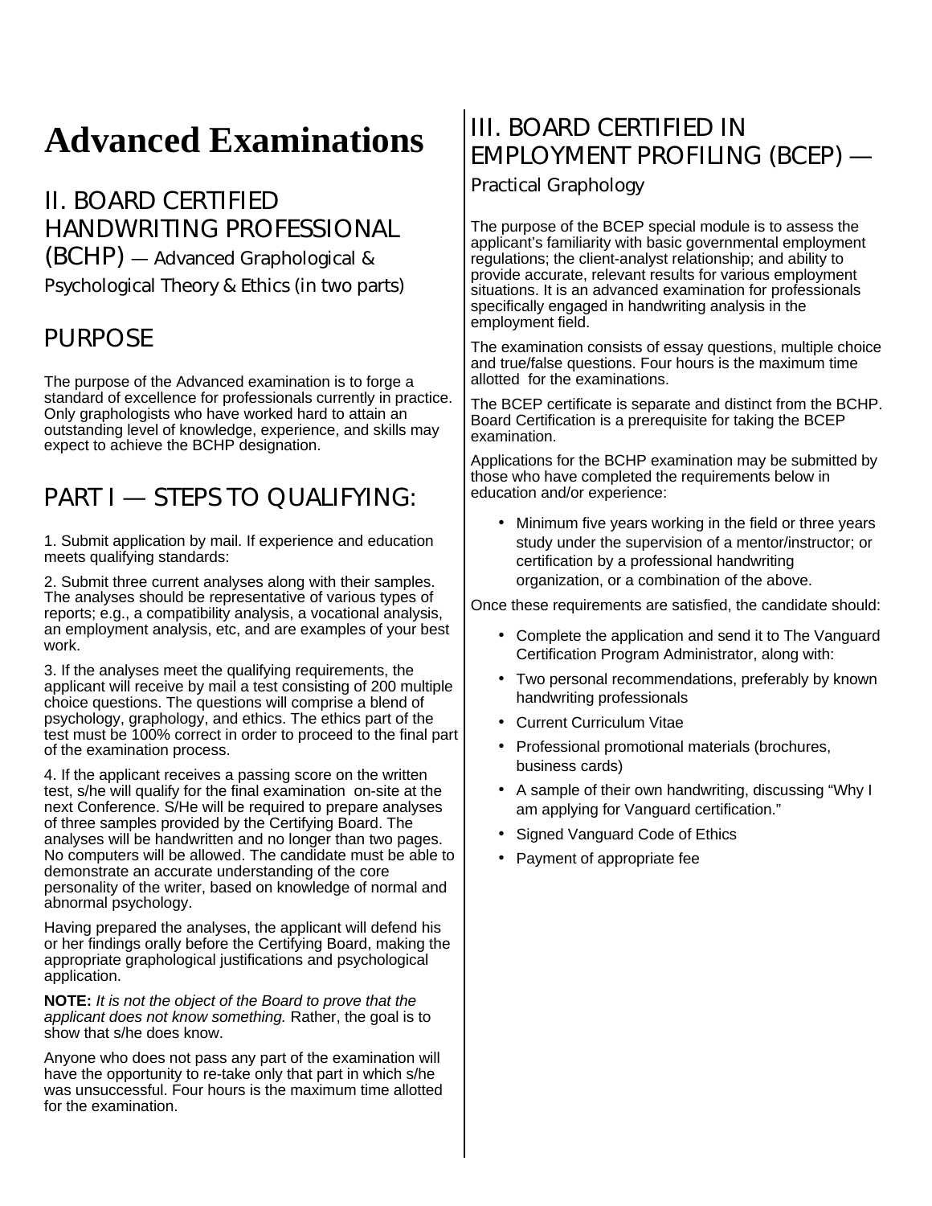# Advanced Examinations

## II. BOARD CERTIFIED HANDWRITING PROFESSIONAL (BCHP) — Advanced Graphological & Psychological Theory & Ethics (in two parts)

## PURPOSE

The purpose of the Advanced examination is to forge a standard of excellence for professionals currently in practice. Only graphologists who have worked hard to attain an outstanding level of knowledge, experience, and skills may expect to achieve the BCHP designation.

## PART I — STEPS TO QUALIFYING:

1. Submit application by mail. If experience and education meets qualifying standards:

2. Submit three current analyses along with their samples. The analyses should be representative of various types of reports; e.g., a compatibility analysis, a vocational analysis, an employment analysis, etc, and are examples of your best work.

3. If the analyses meet the qualifying requirements, the applicant will receive by mail a test consisting of 200 multiple choice questions. The questions will comprise a blend of psychology, graphology, and ethics. The ethics part of the test must be 100% correct in order to proceed to the final part of the examination process.

4. If the applicant receives a passing score on the written test, s/he will qualify for the final examination on-site at the next Conference. S/He will be required to prepare analyses of three samples provided by the Certifying Board. The analyses will be handwritten and no longer than two pages. No computers will be allowed. The candidate must be able to demonstrate an accurate understanding of the core personality of the writer, based on knowledge of normal and abnormal psychology.

Having prepared the analyses, the applicant will defend his or her findings orally before the Certifying Board, making the appropriate graphological justifications and psychological application.

**NOTE:** *It is not the object of the Board to prove that the applicant does not know something.* Rather, the goal is to show that s/he does know.

Anyone who does not pass any part of the examination will have the opportunity to re-take only that part in which s/he was unsuccessful. Four hours is the maximum time allotted for the examination.

## III. BOARD CERTIFIED IN EMPLOYMENT PROFILING (BCEP) — Practical Graphology

The purpose of the BCEP special module is to assess the applicant's familiarity with basic governmental employment regulations; the client-analyst relationship; and ability to provide accurate, relevant results for various employment situations. It is an advanced examination for professionals specifically engaged in handwriting analysis in the employment field.

The examination consists of essay questions, multiple choice and true/false questions. Four hours is the maximum time allotted for the examinations.

The BCEP certificate is separate and distinct from the BCHP. Board Certification is a prerequisite for taking the BCEP examination.

Applications for the BCHP examination may be submitted by those who have completed the requirements below in education and/or experience:

- Minimum five years working in the field or three years study under the supervision of a mentor/instructor; or certification by a professional handwriting organization, or a combination of the above.

Once these requirements are satisfied, the candidate should:

- Complete the application and send it to The Vanguard Certification Program Administrator, along with:
- Two personal recommendations, preferably by known handwriting professionals
- Current Curriculum Vitae
- Professional promotional materials (brochures, business cards)
- A sample of their own handwriting, discussing "Why I am applying for Vanguard certification."
- Signed Vanguard Code of Ethics
- Payment of appropriate fee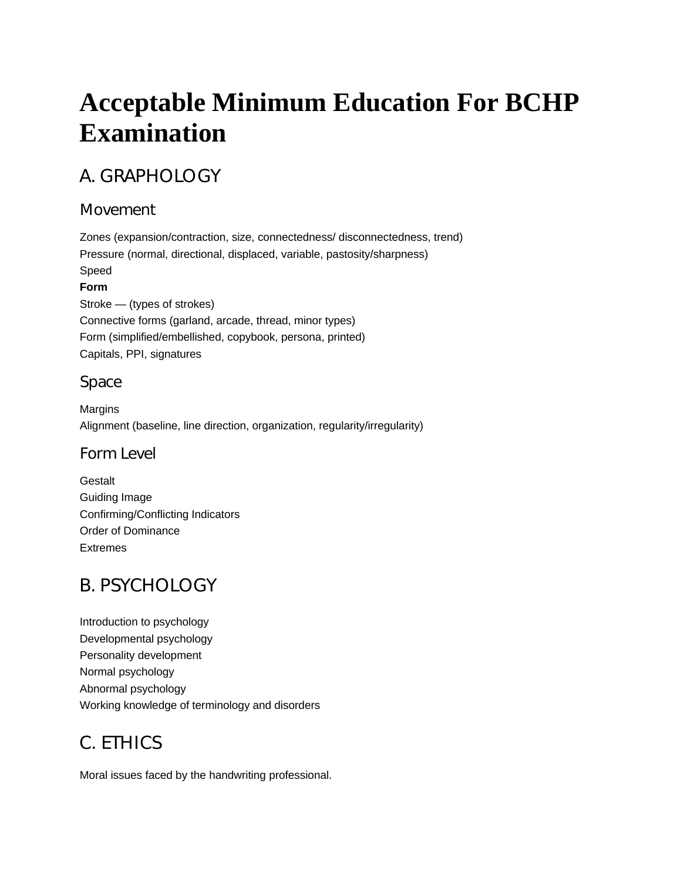# Acceptable Minimum Education For BCHP Examination

## A. GRAPHOLOGY

### Movement

Zones (expansion/contraction, size, connectedness/ disconnectedness, trend)
Pressure (normal, directional, displaced, variable, pastosity/sharpness)
Speed
**Form**
Stroke — (types of strokes)
Connective forms (garland, arcade, thread, minor types)
Form (simplified/embellished, copybook, persona, printed)
Capitals, PPI, signatures

### Space

Margins
Alignment (baseline, line direction, organization, regularity/irregularity)

### Form Level

Gestalt
Guiding Image
Confirming/Conflicting Indicators
Order of Dominance
Extremes

## B. PSYCHOLOGY

Introduction to psychology
Developmental psychology
Personality development
Normal psychology
Abnormal psychology
Working knowledge of terminology and disorders

## C. ETHICS

Moral issues faced by the handwriting professional.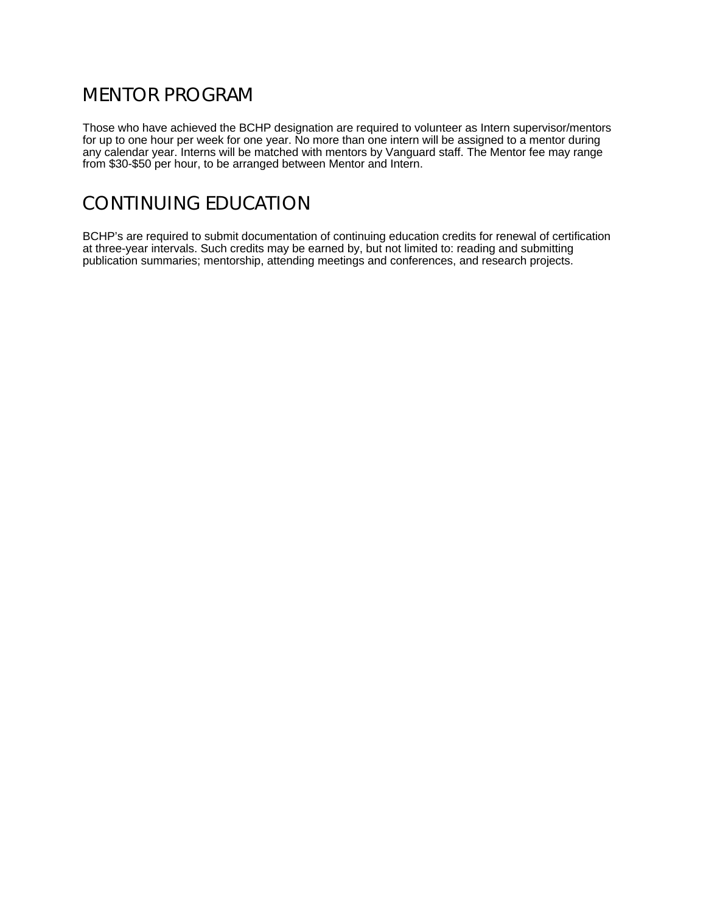## MENTOR PROGRAM

Those who have achieved the BCHP designation are required to volunteer as Intern supervisor/mentors for up to one hour per week for one year. No more than one intern will be assigned to a mentor during any calendar year. Interns will be matched with mentors by Vanguard staff. The Mentor fee may range from $30-$50 per hour, to be arranged between Mentor and Intern.

## CONTINUING EDUCATION

BCHP's are required to submit documentation of continuing education credits for renewal of certification at three-year intervals. Such credits may be earned by, but not limited to: reading and submitting publication summaries; mentorship, attending meetings and conferences, and research projects.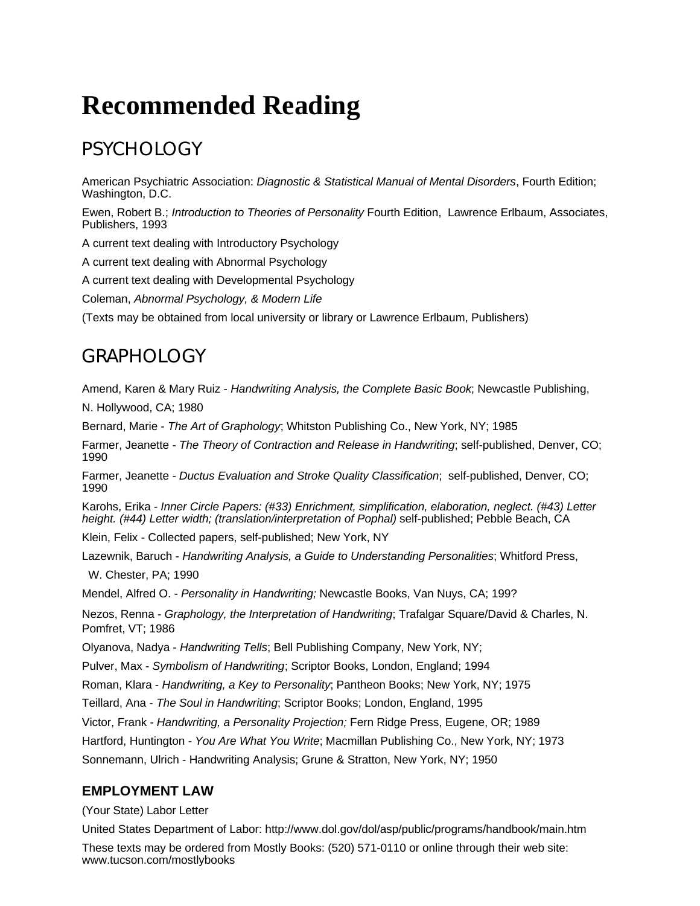# Recommended Reading

## PSYCHOLOGY

American Psychiatric Association: *Diagnostic & Statistical Manual of Mental Disorders*, Fourth Edition; Washington, D.C.

Ewen, Robert B.; *Introduction to Theories of Personality* Fourth Edition, Lawrence Erlbaum, Associates, Publishers, 1993

A current text dealing with Introductory Psychology

A current text dealing with Abnormal Psychology

A current text dealing with Developmental Psychology

Coleman, *Abnormal Psychology, & Modern Life*

(Texts may be obtained from local university or library or Lawrence Erlbaum, Publishers)

## GRAPHOLOGY

Amend, Karen & Mary Ruiz - *Handwriting Analysis, the Complete Basic Book*; Newcastle Publishing,

N. Hollywood, CA; 1980

Bernard, Marie - *The Art of Graphology*; Whitston Publishing Co., New York, NY; 1985

Farmer, Jeanette - *The Theory of Contraction and Release in Handwriting*; self-published, Denver, CO; 1990

Farmer, Jeanette - *Ductus Evaluation and Stroke Quality Classification*; self-published, Denver, CO; 1990

Karohs, Erika - *Inner Circle Papers: (#33) Enrichment, simplification, elaboration, neglect. (#43) Letter height. (#44) Letter width; (translation/interpretation of Pophal)* self-published; Pebble Beach, CA

Klein, Felix - Collected papers, self-published; New York, NY

Lazewnik, Baruch - *Handwriting Analysis, a Guide to Understanding Personalities*; Whitford Press,

W. Chester, PA; 1990

Mendel, Alfred O. - *Personality in Handwriting;* Newcastle Books, Van Nuys, CA; 199?

Nezos, Renna - *Graphology, the Interpretation of Handwriting*; Trafalgar Square/David & Charles, N. Pomfret, VT; 1986

Olyanova, Nadya - *Handwriting Tells*; Bell Publishing Company, New York, NY;

Pulver, Max - *Symbolism of Handwriting*; Scriptor Books, London, England; 1994

Roman, Klara - *Handwriting, a Key to Personality*; Pantheon Books; New York, NY; 1975

Teillard, Ana - *The Soul in Handwriting*; Scriptor Books; London, England, 1995

Victor, Frank - *Handwriting, a Personality Projection;* Fern Ridge Press, Eugene, OR; 1989

Hartford, Huntington - *You Are What You Write*; Macmillan Publishing Co., New York, NY; 1973

Sonnemann, Ulrich - Handwriting Analysis; Grune & Stratton, New York, NY; 1950

### EMPLOYMENT LAW

(Your State) Labor Letter

United States Department of Labor: http://www.dol.gov/dol/asp/public/programs/handbook/main.htm

These texts may be ordered from Mostly Books: (520) 571-0110 or online through their web site: www.tucson.com/mostlybooks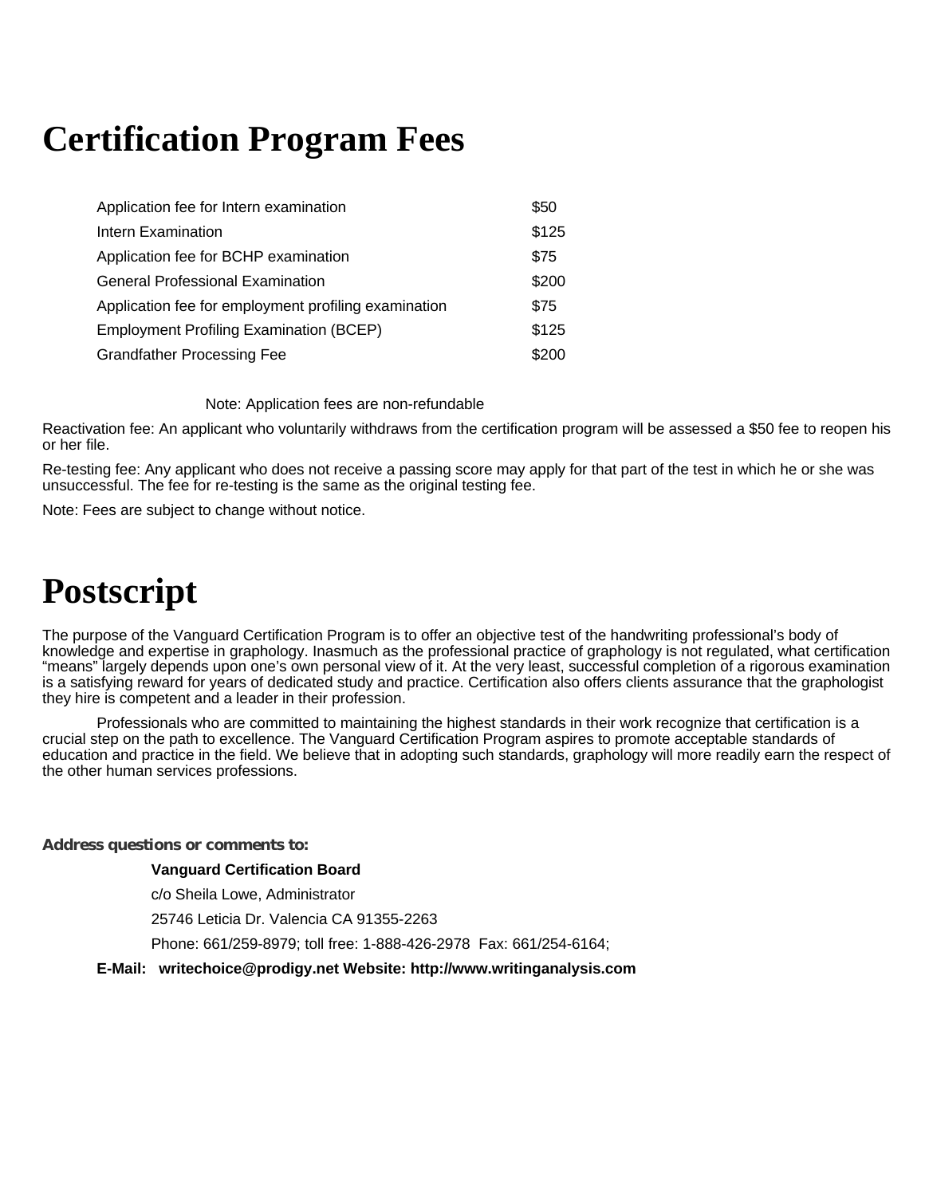# Certification Program Fees

| | |
|---|---|
| Application fee for Intern examination | $50 |
| Intern Examination | $125 |
| Application fee for BCHP examination | $75 |
| General Professional Examination | $200 |
| Application fee for employment profiling examination | $75 |
| Employment Profiling Examination (BCEP) | $125 |
| Grandfather Processing Fee | $200 |

Note: Application fees are non-refundable

Reactivation fee: An applicant who voluntarily withdraws from the certification program will be assessed a $50 fee to reopen his or her file.

Re-testing fee: Any applicant who does not receive a passing score may apply for that part of the test in which he or she was unsuccessful. The fee for re-testing is the same as the original testing fee.

Note: Fees are subject to change without notice.

# Postscript

The purpose of the Vanguard Certification Program is to offer an objective test of the handwriting professional's body of knowledge and expertise in graphology. Inasmuch as the professional practice of graphology is not regulated, what certification "means" largely depends upon one's own personal view of it. At the very least, successful completion of a rigorous examination is a satisfying reward for years of dedicated study and practice. Certification also offers clients assurance that the graphologist they hire is competent and a leader in their profession.

Professionals who are committed to maintaining the highest standards in their work recognize that certification is a crucial step on the path to excellence. The Vanguard Certification Program aspires to promote acceptable standards of education and practice in the field. We believe that in adopting such standards, graphology will more readily earn the respect of the other human services professions.

**Address questions or comments to:**

**Vanguard Certification Board**

c/o Sheila Lowe, Administrator

25746 Leticia Dr. Valencia CA 91355-2263

Phone: 661/259-8979; toll free: 1-888-426-2978 Fax: 661/254-6164;

**E-Mail: writechoice@prodigy.net Website: http://www.writinganalysis.com**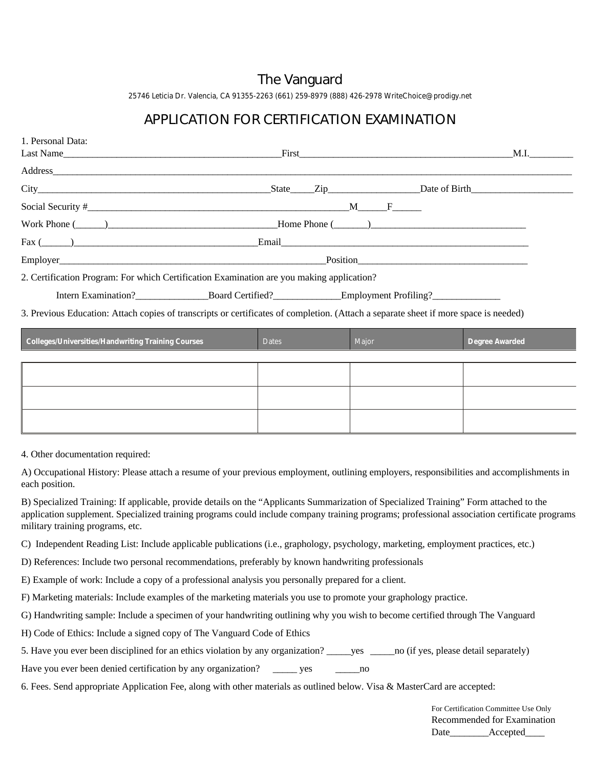# The Vanguard

25746 Leticia Dr. Valencia, CA 91355-2263 (661) 259-8979 (888) 426-2978 WriteChoice@prodigy.net

## APPLICATION FOR CERTIFICATION EXAMINATION

1. Personal Data:

Last Name_______________________________________________First_____________________________________________M.I.__________

Address__________________________________________________________________________________________________________

City__________________________________________________State_____Zip___________________Date of Birth_____________________

Social Security #________________________________________________________M______F______

Work Phone (______)____________________________________Home Phone (_______)________________________________

Fax (______)______________________________________Email____________________________________________________

Employer__________________________________________________________Position____________________________________

2. Certification Program: For which Certification Examination are you making application?

Intern Examination?_______________Board Certified?______________Employment Profiling?______________

3. Previous Education: Attach copies of transcripts or certificates of completion. (Attach a separate sheet if more space is needed)

| Colleges/Universities/Handwriting Training Courses | Dates | Major | Degree Awarded |
|---|---|---|---|
| | | | |
| | | | |
| | | | |

4. Other documentation required:

A) Occupational History: Please attach a resume of your previous employment, outlining employers, responsibilities and accomplishments in each position.

B) Specialized Training: If applicable, provide details on the "Applicants Summarization of Specialized Training" Form attached to the application supplement. Specialized training programs could include company training programs; professional association certificate programs, military training programs, etc.

C) Independent Reading List: Include applicable publications (i.e., graphology, psychology, marketing, employment practices, etc.)

D) References: Include two personal recommendations, preferably by known handwriting professionals

E) Example of work: Include a copy of a professional analysis you personally prepared for a client.

F) Marketing materials: Include examples of the marketing materials you use to promote your graphology practice.

G) Handwriting sample: Include a specimen of your handwriting outlining why you wish to become certified through The Vanguard

H) Code of Ethics: Include a signed copy of The Vanguard Code of Ethics

5. Have you ever been disciplined for an ethics violation by any organization? _____yes _____no (if yes, please detail separately)

Have you ever been denied certification by any organization? _____ yes _____no

6. Fees. Send appropriate Application Fee, along with other materials as outlined below. Visa & MasterCard are accepted:

For Certification Committee Use Only
Recommended for Examination
Date________Accepted____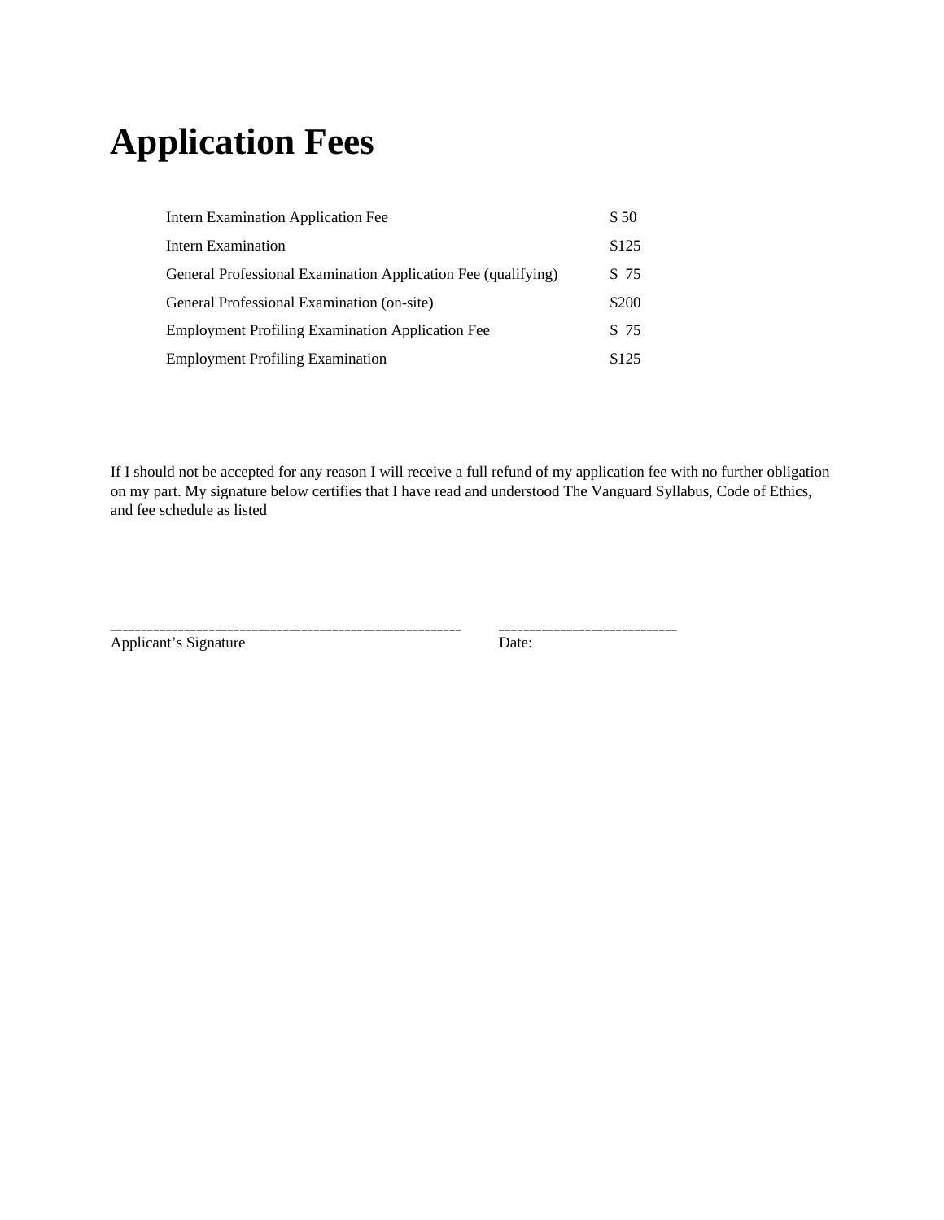# Application Fees

| | |
|---|---|
| Intern Examination Application Fee | $ 50 |
| Intern Examination | $125 |
| General Professional Examination Application Fee (qualifying) | $ 75 |
| General Professional Examination (on-site) | $200 |
| Employment Profiling Examination Application Fee | $ 75 |
| Employment Profiling Examination | $125 |

If I should not be accepted for any reason I will receive a full refund of my application fee with no further obligation on my part. My signature below certifies that I have read and understood The Vanguard Syllabus, Code of Ethics, and fee schedule as listed

_______________________________________________________ ____________________________

Applicant's Signature Date: